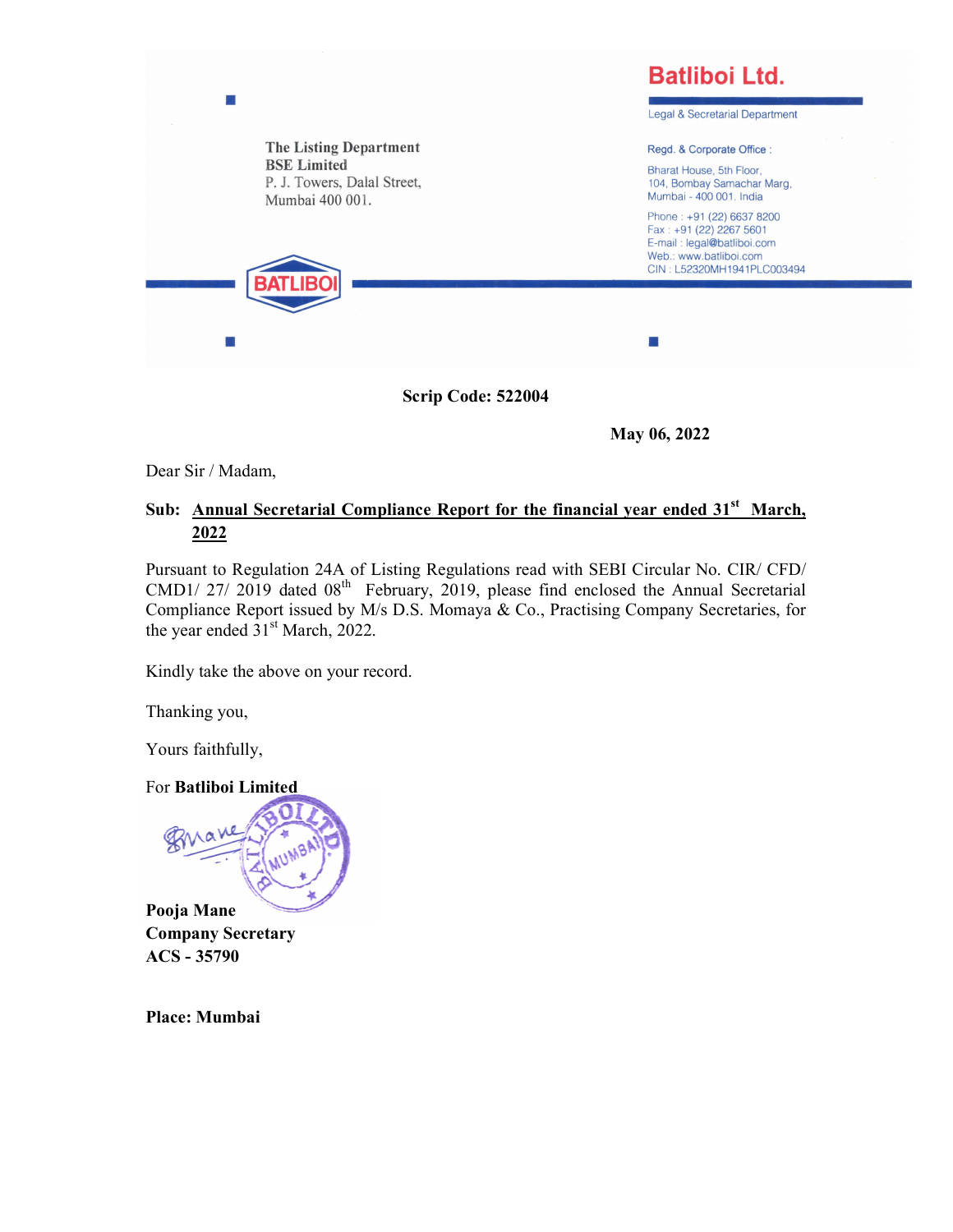**Batliboi Ltd.**

Legal & Secretarial Department

Regd. & Corporate Office :

Bharat House, 5th Floor,
104, Bombay Samachar Marg,
Mumbai - 400 001. India

Phone : +91 (22) 6637 8200
Fax : +91 (22) 2267 5601
E-mail : legal@batliboi.com
Web.: www.batliboi.com
CIN : L52320MH1941PLC003494

**The Listing Department**
**BSE Limited**
P. J. Towers, Dalal Street,
Mumbai 400 001.

**Scrip Code: 522004**

**May 06, 2022**

Dear Sir / Madam,

**Sub: Annual Secretarial Compliance Report for the financial year ended 31st March, 2022**

Pursuant to Regulation 24A of Listing Regulations read with SEBI Circular No. CIR/ CFD/ CMD1/ 27/ 2019 dated 08th February, 2019, please find enclosed the Annual Secretarial Compliance Report issued by M/s D.S. Momaya & Co., Practising Company Secretaries, for the year ended 31st March, 2022.

Kindly take the above on your record.

Thanking you,

Yours faithfully,

For **Batliboi Limited**

**Pooja Mane**
**Company Secretary**
**ACS - 35790**

**Place: Mumbai**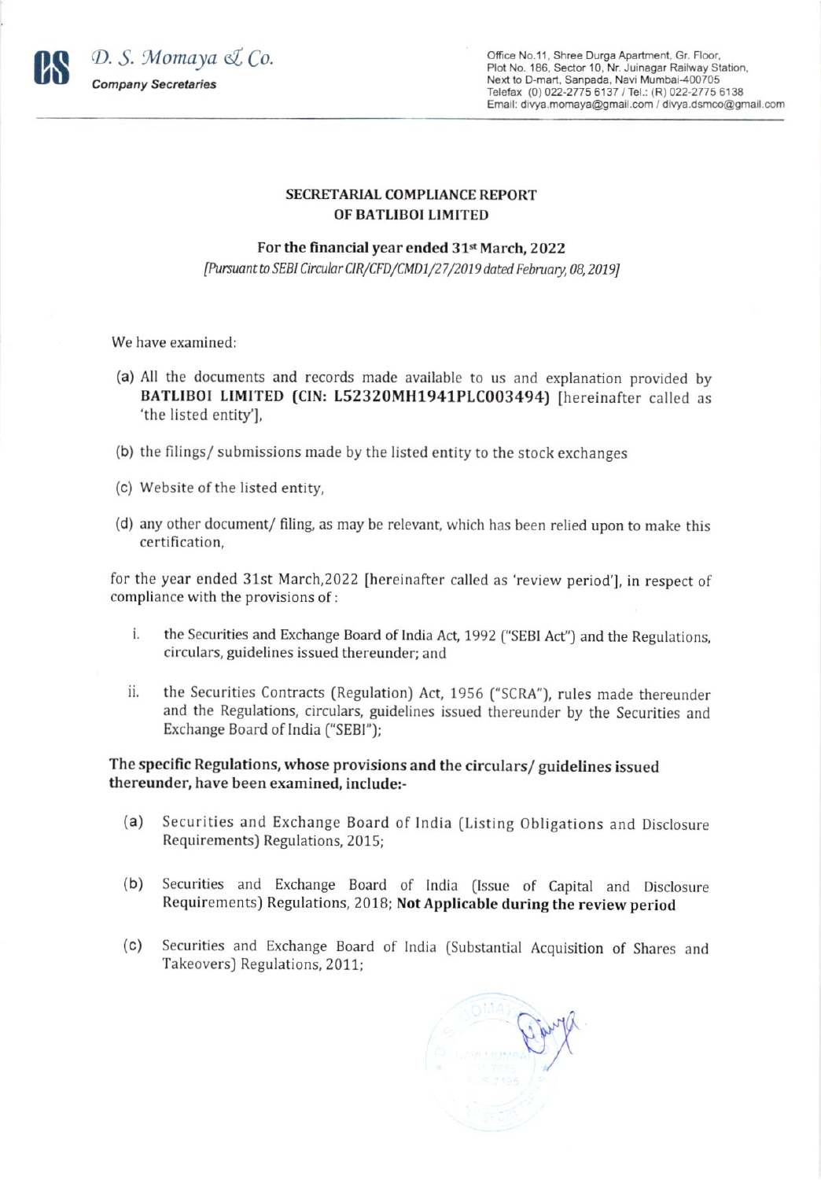**D. S. Momaya & Co.**
**Company Secretaries**

Office No.11, Shree Durga Apartment, Gr. Floor,
Plot No. 186, Sector 10, Nr. Juinagar Railway Station,
Next to D-mart, Sanpada, Navi Mumbai-400705
Telefax (0) 022-2775 6137 / Tel.: (R) 022-2775 6138
Email: divya.momaya@gmail.com / divya.dsmco@gmail.com

**SECRETARIAL COMPLIANCE REPORT**
**OF BATLIBOI LIMITED**

**For the financial year ended 31st March, 2022**
*[Pursuant to SEBI Circular CIR/CFD/CMD1/27/2019 dated February, 08, 2019]*

We have examined:

(a) All the documents and records made available to us and explanation provided by **BATLIBOI LIMITED (CIN: L52320MH1941PLC003494)** [hereinafter called as 'the listed entity'],

(b) the filings/ submissions made by the listed entity to the stock exchanges

(c) Website of the listed entity,

(d) any other document/ filing, as may be relevant, which has been relied upon to make this certification,

for the year ended 31st March,2022 [hereinafter called as 'review period'], in respect of compliance with the provisions of :

i. the Securities and Exchange Board of India Act, 1992 ("SEBI Act") and the Regulations, circulars, guidelines issued thereunder; and

ii. the Securities Contracts (Regulation) Act, 1956 ("SCRA"), rules made thereunder and the Regulations, circulars, guidelines issued thereunder by the Securities and Exchange Board of India ("SEBI");

**The specific Regulations, whose provisions and the circulars/ guidelines issued thereunder, have been examined, include:-**

(a) Securities and Exchange Board of India (Listing Obligations and Disclosure Requirements) Regulations, 2015;

(b) Securities and Exchange Board of India (Issue of Capital and Disclosure Requirements) Regulations, 2018; **Not Applicable during the review period**

(c) Securities and Exchange Board of India (Substantial Acquisition of Shares and Takeovers) Regulations, 2011;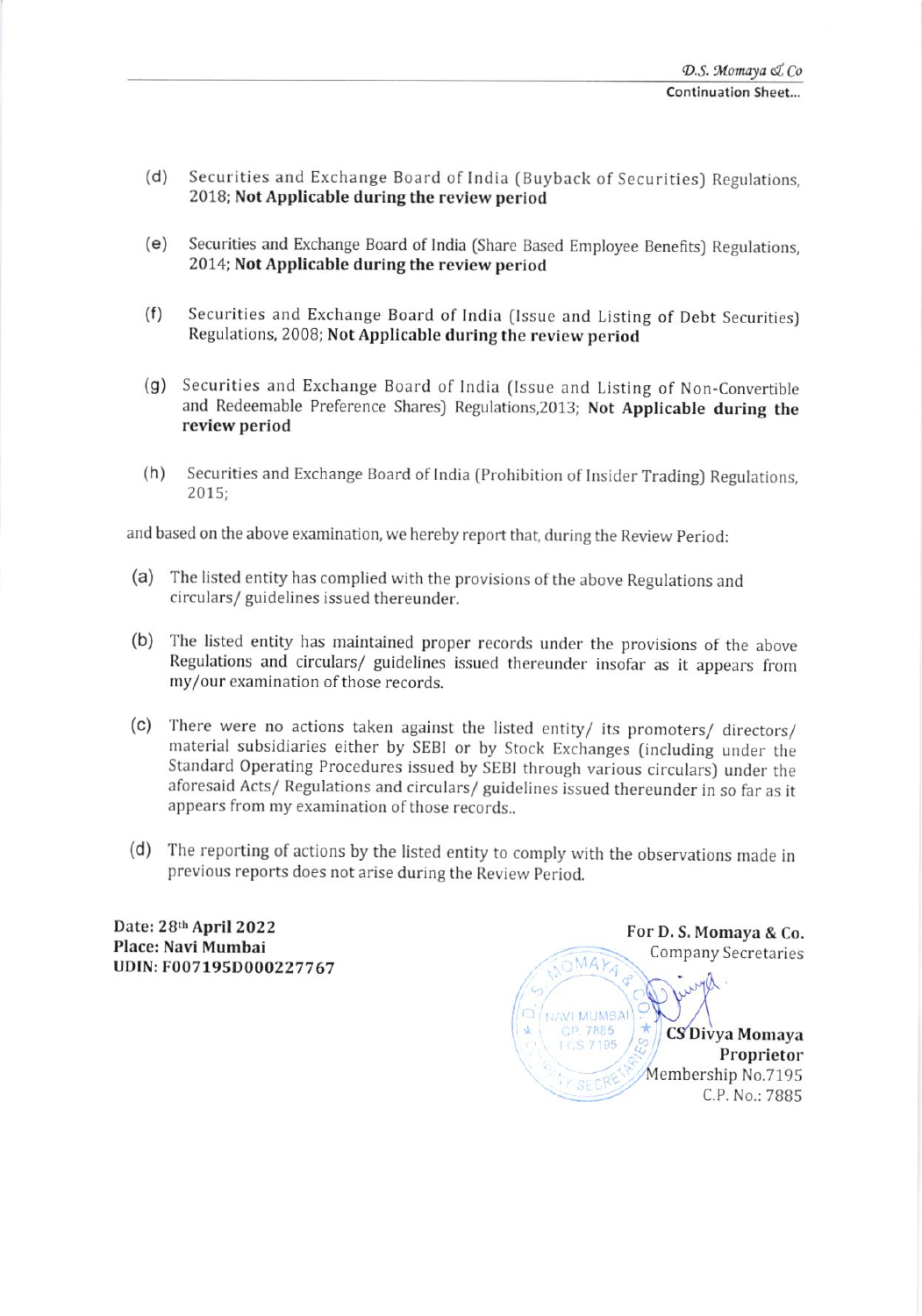(d) Securities and Exchange Board of India (Buyback of Securities) Regulations, 2018; **Not Applicable during the review period**

(e) Securities and Exchange Board of India (Share Based Employee Benefits) Regulations, 2014; **Not Applicable during the review period**

(f) Securities and Exchange Board of India (Issue and Listing of Debt Securities) Regulations, 2008; **Not Applicable during the review period**

(g) Securities and Exchange Board of India (Issue and Listing of Non-Convertible and Redeemable Preference Shares) Regulations,2013; **Not Applicable during the review period**

(h) Securities and Exchange Board of India (Prohibition of Insider Trading) Regulations, 2015;

and based on the above examination, we hereby report that, during the Review Period:

(a) The listed entity has complied with the provisions of the above Regulations and circulars/ guidelines issued thereunder.

(b) The listed entity has maintained proper records under the provisions of the above Regulations and circulars/ guidelines issued thereunder insofar as it appears from my/our examination of those records.

(c) There were no actions taken against the listed entity/ its promoters/ directors/ material subsidiaries either by SEBI or by Stock Exchanges (including under the Standard Operating Procedures issued by SEBI through various circulars) under the aforesaid Acts/ Regulations and circulars/ guidelines issued thereunder in so far as it appears from my examination of those records..

(d) The reporting of actions by the listed entity to comply with the observations made in previous reports does not arise during the Review Period.

**Date: 28th April 2022**
**Place: Navi Mumbai**
**UDIN: F007195D000227767**

**For D. S. Momaya & Co.**
Company Secretaries

**CS Divya Momaya**
**Proprietor**
Membership No.7195
C.P. No.: 7885